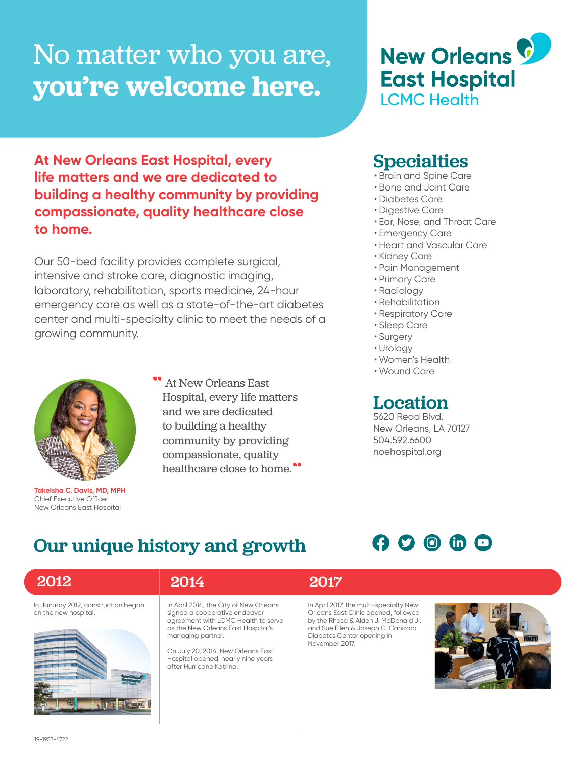# No matter who you are, **you're welcome here.**

**New Orleans East Hospital**
LCMC Health

**At New Orleans East Hospital, every life matters and we are dedicated to building a healthy community by providing compassionate, quality healthcare close to home.**

Our 50-bed facility provides complete surgical, intensive and stroke care, diagnostic imaging, laboratory, rehabilitation, sports medicine, 24-hour emergency care as well as a state-of-the-art diabetes center and multi-specialty clinic to meet the needs of a growing community.

"At New Orleans East Hospital, every life matters and we are dedicated to building a healthy community by providing compassionate, quality healthcare close to home."

**Takeisha C. Davis, MD, MPH**
Chief Executive Officer
New Orleans East Hospital

## Specialties

- Brain and Spine Care
- Bone and Joint Care
- Diabetes Care
- Digestive Care
- Ear, Nose, and Throat Care
- Emergency Care
- Heart and Vascular Care
- Kidney Care
- Pain Management
- Primary Care
- Radiology
- Rehabilitation
- Respiratory Care
- Sleep Care
- Surgery
- Urology
- Women's Health
- Wound Care

## Location

5620 Read Blvd.
New Orleans, LA 70127
504.592.6600
noehospital.org

## Our unique history and growth

### 2012

In January 2012, construction began on the new hospital.

### 2014

In April 2014, the City of New Orleans signed a cooperative endeavor agreement with LCMC Health to serve as the New Orleans East Hospital's managing partner.

On July 20, 2014, New Orleans East Hospital opened, nearly nine years after Hurricane Katrina.

### 2017

In April 2017, the multi-specialty New Orleans East Clinic opened, followed by the Rhesa & Alden J. McDonald Jr. and Sue Ellen & Joseph C. Canizaro Diabetes Center opening in November 2017.

19-1953-6722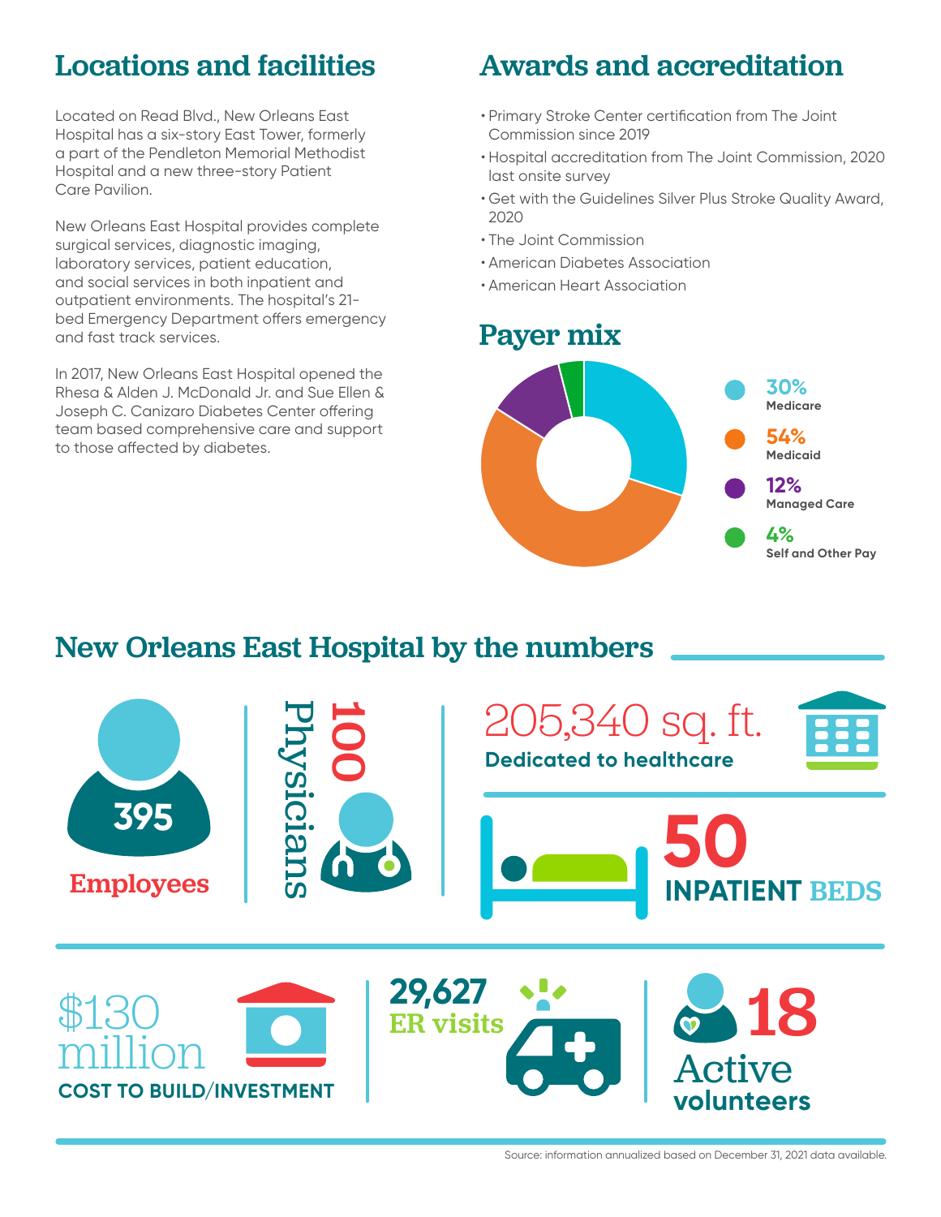## Locations and facilities

Located on Read Blvd., New Orleans East Hospital has a six-story East Tower, formerly a part of the Pendleton Memorial Methodist Hospital and a new three-story Patient Care Pavilion.

New Orleans East Hospital provides complete surgical services, diagnostic imaging, laboratory services, patient education, and social services in both inpatient and outpatient environments. The hospital's 21-bed Emergency Department offers emergency and fast track services.

In 2017, New Orleans East Hospital opened the Rhesa & Alden J. McDonald Jr. and Sue Ellen & Joseph C. Canizaro Diabetes Center offering team based comprehensive care and support to those affected by diabetes.

## Awards and accreditation

- Primary Stroke Center certification from The Joint Commission since 2019
- Hospital accreditation from The Joint Commission, 2020 last onsite survey
- Get with the Guidelines Silver Plus Stroke Quality Award, 2020
- The Joint Commission
- American Diabetes Association
- American Heart Association

## Payer mix

30% Medicare

54% Medicaid

12% Managed Care

4% Self and Other Pay

## New Orleans East Hospital by the numbers

395 Employees

100 Physicians

205,340 sq. ft. Dedicated to healthcare

50 INPATIENT BEDS

$130 million COST TO BUILD/INVESTMENT

29,627 ER visits

18 Active volunteers

Source: information annualized based on December 31, 2021 data available.